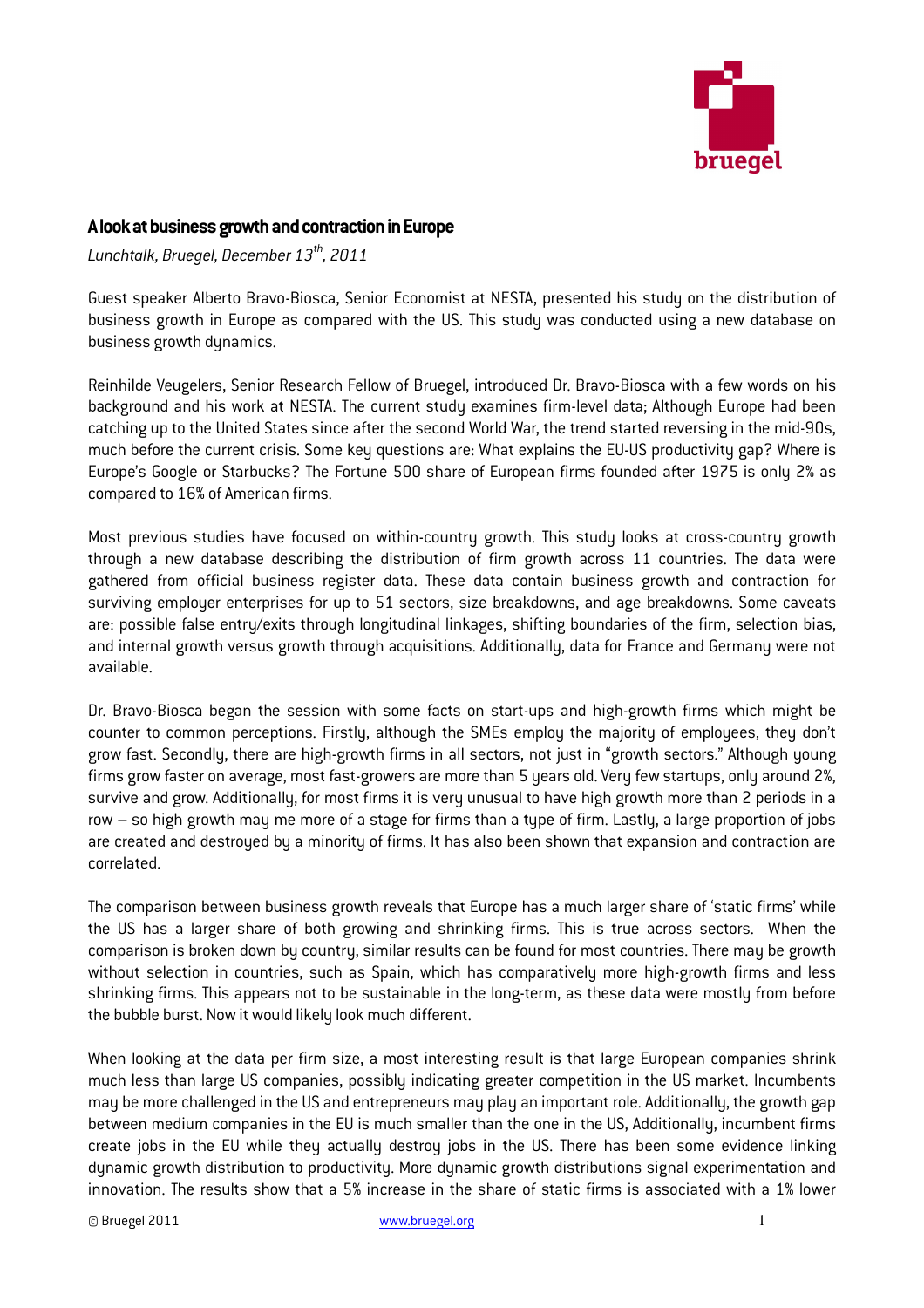## A look at business growth and contraction in Europe

*Lunchtalk, Bruegel, December 13th, 2011*

Guest speaker Alberto Bravo-Biosca, Senior Economist at NESTA, presented his study on the distribution of business growth in Europe as compared with the US. This study was conducted using a new database on business growth dynamics.

Reinhilde Veugelers, Senior Research Fellow of Bruegel, introduced Dr. Bravo-Biosca with a few words on his background and his work at NESTA. The current study examines firm-level data; Although Europe had been catching up to the United States since after the second World War, the trend started reversing in the mid-90s, much before the current crisis. Some key questions are: What explains the EU-US productivity gap? Where is Europe's Google or Starbucks? The Fortune 500 share of European firms founded after 1975 is only 2% as compared to 16% of American firms.

Most previous studies have focused on within-country growth. This study looks at cross-country growth through a new database describing the distribution of firm growth across 11 countries. The data were gathered from official business register data. These data contain business growth and contraction for surviving employer enterprises for up to 51 sectors, size breakdowns, and age breakdowns. Some caveats are: possible false entry/exits through longitudinal linkages, shifting boundaries of the firm, selection bias, and internal growth versus growth through acquisitions. Additionally, data for France and Germany were not available.

Dr. Bravo-Biosca began the session with some facts on start-ups and high-growth firms which might be counter to common perceptions. Firstly, although the SMEs employ the majority of employees, they don't grow fast. Secondly, there are high-growth firms in all sectors, not just in "growth sectors." Although young firms grow faster on average, most fast-growers are more than 5 years old. Very few startups, only around 2%, survive and grow. Additionally, for most firms it is very unusual to have high growth more than 2 periods in a row – so high growth may me more of a stage for firms than a type of firm. Lastly, a large proportion of jobs are created and destroyed by a minority of firms. It has also been shown that expansion and contraction are correlated.

The comparison between business growth reveals that Europe has a much larger share of 'static firms' while the US has a larger share of both growing and shrinking firms. This is true across sectors. When the comparison is broken down by country, similar results can be found for most countries. There may be growth without selection in countries, such as Spain, which has comparatively more high-growth firms and less shrinking firms. This appears not to be sustainable in the long-term, as these data were mostly from before the bubble burst. Now it would likely look much different.

When looking at the data per firm size, a most interesting result is that large European companies shrink much less than large US companies, possibly indicating greater competition in the US market. Incumbents may be more challenged in the US and entrepreneurs may play an important role. Additionally, the growth gap between medium companies in the EU is much smaller than the one in the US, Additionally, incumbent firms create jobs in the EU while they actually destroy jobs in the US. There has been some evidence linking dynamic growth distribution to productivity. More dynamic growth distributions signal experimentation and innovation. The results show that a 5% increase in the share of static firms is associated with a 1% lower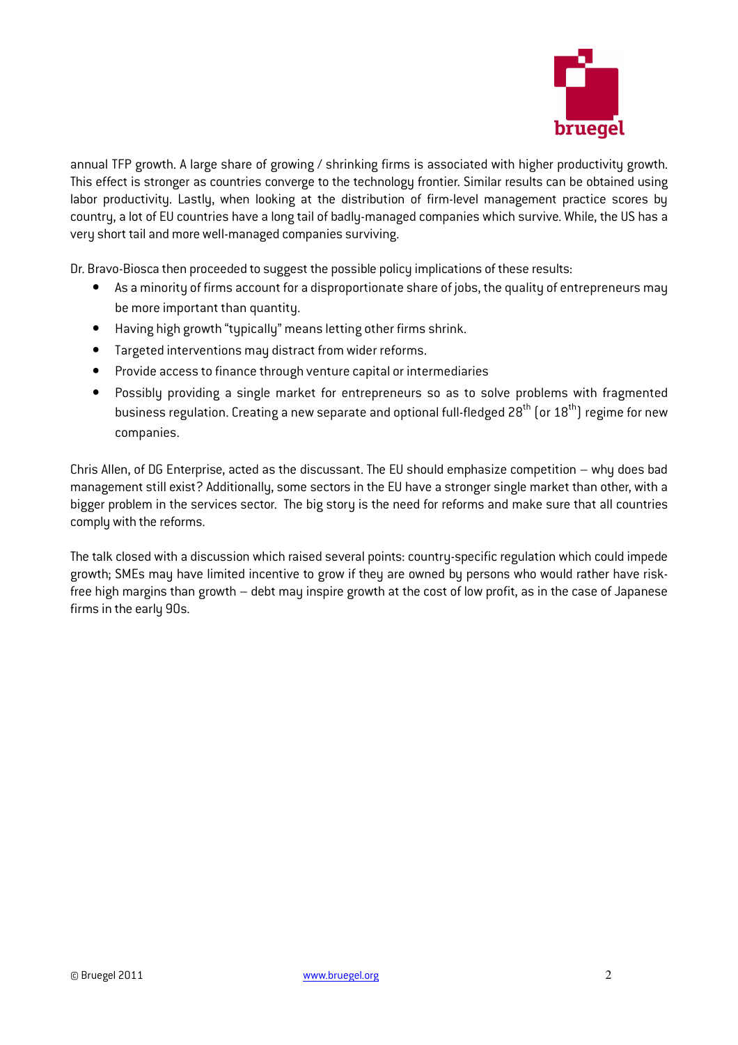annual TFP growth. A large share of growing / shrinking firms is associated with higher productivity growth. This effect is stronger as countries converge to the technology frontier. Similar results can be obtained using labor productivity. Lastly, when looking at the distribution of firm-level management practice scores by country, a lot of EU countries have a long tail of badly-managed companies which survive. While, the US has a very short tail and more well-managed companies surviving.

Dr. Bravo-Biosca then proceeded to suggest the possible policy implications of these results:

- As a minority of firms account for a disproportionate share of jobs, the quality of entrepreneurs may be more important than quantity.
- Having high growth "typically" means letting other firms shrink.
- Targeted interventions may distract from wider reforms.
- Provide access to finance through venture capital or intermediaries
- Possibly providing a single market for entrepreneurs so as to solve problems with fragmented business regulation. Creating a new separate and optional full-fledged 28th (or 18th) regime for new companies.

Chris Allen, of DG Enterprise, acted as the discussant. The EU should emphasize competition – why does bad management still exist? Additionally, some sectors in the EU have a stronger single market than other, with a bigger problem in the services sector. The big story is the need for reforms and make sure that all countries comply with the reforms.

The talk closed with a discussion which raised several points: country-specific regulation which could impede growth; SMEs may have limited incentive to grow if they are owned by persons who would rather have risk-free high margins than growth – debt may inspire growth at the cost of low profit, as in the case of Japanese firms in the early 90s.